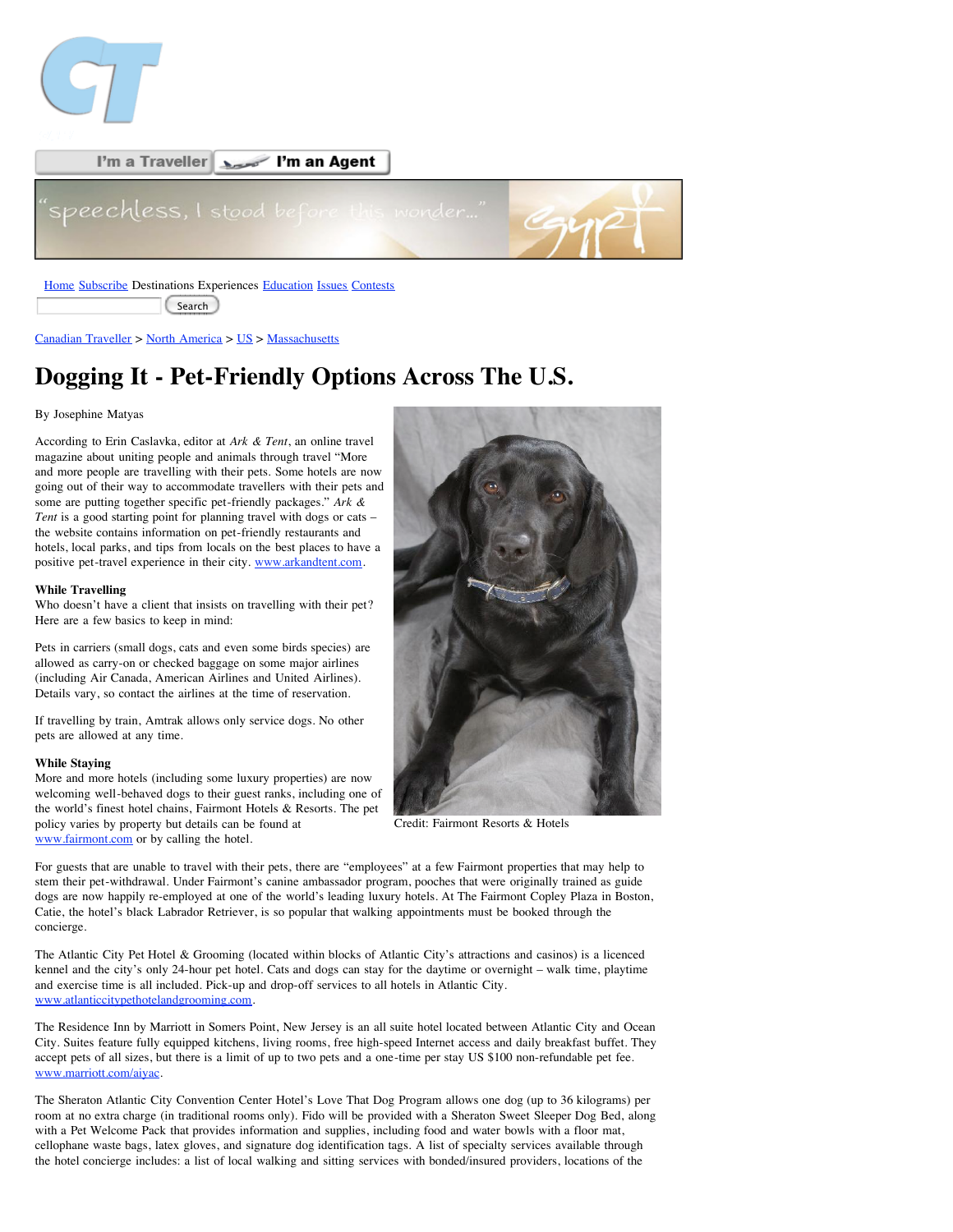I'm a Traveller | I'm an Agent

[Home](#) [Subscribe](#) Destinations Experiences [Education](#) [Issues](#) [Contests](#)

Search

[Canadian Traveller](#) > [North America](#) > [US](#) > [Massachusetts](#)

# Dogging It - Pet-Friendly Options Across The U.S.

By Josephine Matyas

According to Erin Caslavka, editor at *Ark & Tent*, an online travel magazine about uniting people and animals through travel "More and more people are travelling with their pets. Some hotels are now going out of their way to accommodate travellers with their pets and some are putting together specific pet-friendly packages." *Ark & Tent* is a good starting point for planning travel with dogs or cats – the website contains information on pet-friendly restaurants and hotels, local parks, and tips from locals on the best places to have a positive pet-travel experience in their city. [www.arkandtent.com](http://www.arkandtent.com).

Credit: Fairmont Resorts & Hotels

**While Travelling**
Who doesn't have a client that insists on travelling with their pet? Here are a few basics to keep in mind:

Pets in carriers (small dogs, cats and even some birds species) are allowed as carry-on or checked baggage on some major airlines (including Air Canada, American Airlines and United Airlines). Details vary, so contact the airlines at the time of reservation.

If travelling by train, Amtrak allows only service dogs. No other pets are allowed at any time.

**While Staying**
More and more hotels (including some luxury properties) are now welcoming well-behaved dogs to their guest ranks, including one of the world's finest hotel chains, Fairmont Hotels & Resorts. The pet policy varies by property but details can be found at [www.fairmont.com](http://www.fairmont.com) or by calling the hotel.

For guests that are unable to travel with their pets, there are "employees" at a few Fairmont properties that may help to stem their pet-withdrawal. Under Fairmont's canine ambassador program, pooches that were originally trained as guide dogs are now happily re-employed at one of the world's leading luxury hotels. At The Fairmont Copley Plaza in Boston, Catie, the hotel's black Labrador Retriever, is so popular that walking appointments must be booked through the concierge.

The Atlantic City Pet Hotel & Grooming (located within blocks of Atlantic City's attractions and casinos) is a licenced kennel and the city's only 24-hour pet hotel. Cats and dogs can stay for the daytime or overnight – walk time, playtime and exercise time is all included. Pick-up and drop-off services to all hotels in Atlantic City. [www.atlanticcitypethotelandgrooming.com](http://www.atlanticcitypethotelandgrooming.com).

The Residence Inn by Marriott in Somers Point, New Jersey is an all suite hotel located between Atlantic City and Ocean City. Suites feature fully equipped kitchens, living rooms, free high-speed Internet access and daily breakfast buffet. They accept pets of all sizes, but there is a limit of up to two pets and a one-time per stay US $100 non-refundable pet fee. [www.marriott.com/aiyac](http://www.marriott.com/aiyac).

The Sheraton Atlantic City Convention Center Hotel's Love That Dog Program allows one dog (up to 36 kilograms) per room at no extra charge (in traditional rooms only). Fido will be provided with a Sheraton Sweet Sleeper Dog Bed, along with a Pet Welcome Pack that provides information and supplies, including food and water bowls with a floor mat, cellophane waste bags, latex gloves, and signature dog identification tags. A list of specialty services available through the hotel concierge includes: a list of local walking and sitting services with bonded/insured providers, locations of the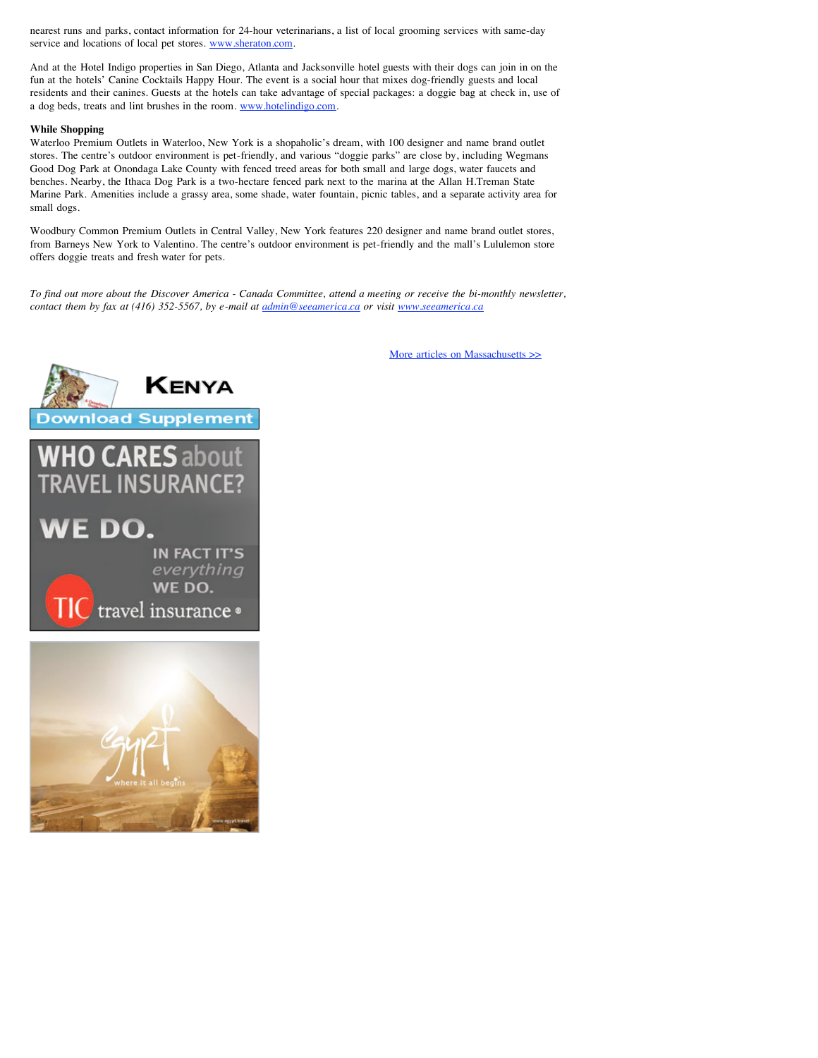nearest runs and parks, contact information for 24-hour veterinarians, a list of local grooming services with same-day service and locations of local pet stores. www.sheraton.com.

And at the Hotel Indigo properties in San Diego, Atlanta and Jacksonville hotel guests with their dogs can join in on the fun at the hotels' Canine Cocktails Happy Hour. The event is a social hour that mixes dog-friendly guests and local residents and their canines. Guests at the hotels can take advantage of special packages: a doggie bag at check in, use of a dog beds, treats and lint brushes in the room. www.hotelindigo.com.

**While Shopping**

Waterloo Premium Outlets in Waterloo, New York is a shopaholic's dream, with 100 designer and name brand outlet stores. The centre's outdoor environment is pet-friendly, and various "doggie parks" are close by, including Wegmans Good Dog Park at Onondaga Lake County with fenced treed areas for both small and large dogs, water faucets and benches. Nearby, the Ithaca Dog Park is a two-hectare fenced park next to the marina at the Allan H.Treman State Marine Park. Amenities include a grassy area, some shade, water fountain, picnic tables, and a separate activity area for small dogs.

Woodbury Common Premium Outlets in Central Valley, New York features 220 designer and name brand outlet stores, from Barneys New York to Valentino. The centre's outdoor environment is pet-friendly and the mall's Lululemon store offers doggie treats and fresh water for pets.

*To find out more about the Discover America - Canada Committee, attend a meeting or receive the bi-monthly newsletter, contact them by fax at (416) 352-5567, by e-mail at admin@seeamerica.ca or visit www.seeamerica.ca*

More articles on Massachusetts >>